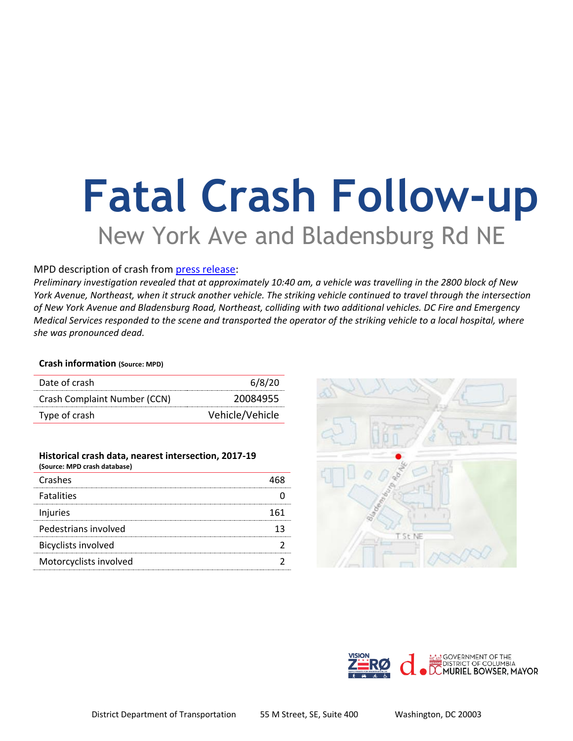# Fatal Crash Follow-up

## New York Ave and Bladensburg Rd NE

MPD description of crash from [press release]:

*Preliminary investigation revealed that at approximately 10:40 am, a vehicle was travelling in the 2800 block of New York Avenue, Northeast, when it struck another vehicle. The striking vehicle continued to travel through the intersection of New York Avenue and Bladensburg Road, Northeast, colliding with two additional vehicles. DC Fire and Emergency Medical Services responded to the scene and transported the operator of the striking vehicle to a local hospital, where she was pronounced dead.*

**Crash information** **(Source: MPD)**

| | |
|---|---|
| Date of crash | 6/8/20 |
| Crash Complaint Number (CCN) | 20084955 |
| Type of crash | Vehicle/Vehicle |

**Historical crash data, nearest intersection, 2017-19**
**(Source: MPD crash database)**

| | |
|---|---|
| Crashes | 468 |
| Fatalities | 0 |
| Injuries | 161 |
| Pedestrians involved | 13 |
| Bicyclists involved | 2 |
| Motorcyclists involved | 2 |

District Department of Transportation 55 M Street, SE, Suite 400 Washington, DC 20003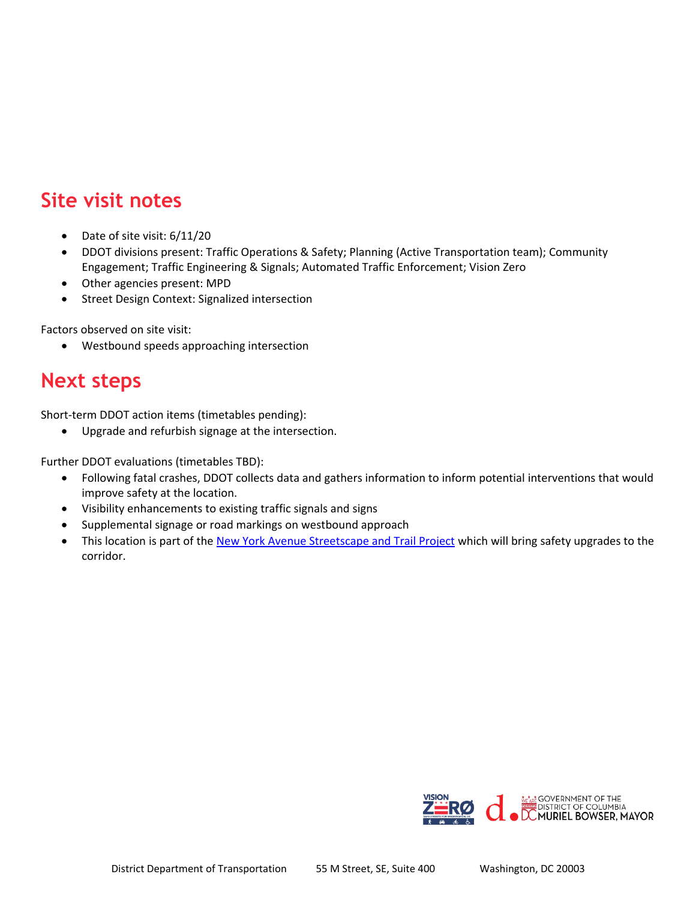## Site visit notes

- Date of site visit: 6/11/20
- DDOT divisions present: Traffic Operations & Safety; Planning (Active Transportation team); Community Engagement; Traffic Engineering & Signals; Automated Traffic Enforcement; Vision Zero
- Other agencies present: MPD
- Street Design Context: Signalized intersection

Factors observed on site visit:

- Westbound speeds approaching intersection

## Next steps

Short-term DDOT action items (timetables pending):

- Upgrade and refurbish signage at the intersection.

Further DDOT evaluations (timetables TBD):

- Following fatal crashes, DDOT collects data and gathers information to inform potential interventions that would improve safety at the location.
- Visibility enhancements to existing traffic signals and signs
- Supplemental signage or road markings on westbound approach
- This location is part of the New York Avenue Streetscape and Trail Project which will bring safety upgrades to the corridor.